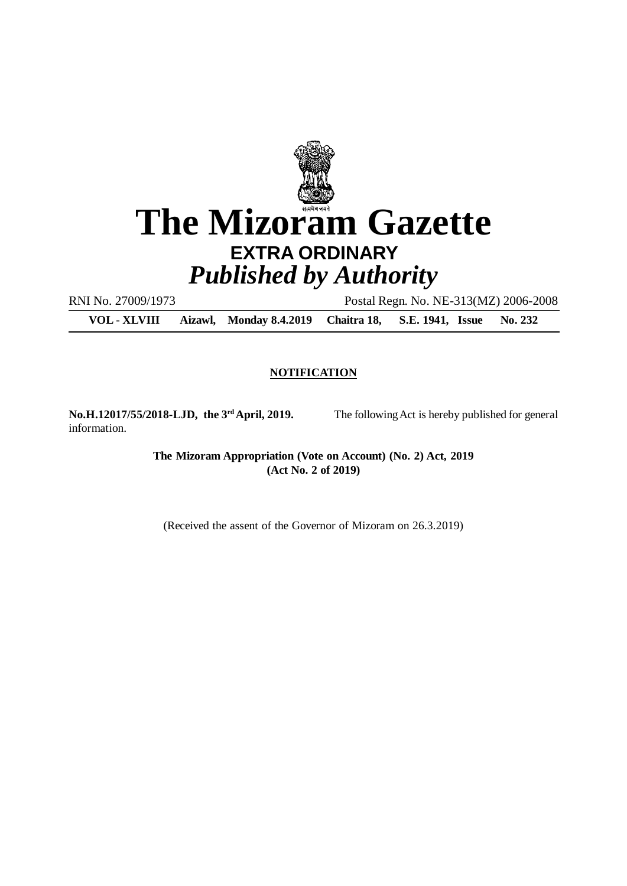# The Mizoram Gazette

**EXTRA ORDINARY**

***Published by Authority***

RNI No. 27009/1973 Postal Regn. No. NE-313(MZ) 2006-2008

**VOL - XLVIII Aizawl, Monday 8.4.2019 Chaitra 18, S.E. 1941, Issue No. 232**

**NOTIFICATION**

**No.H.12017/55/2018-LJD, the 3rd April, 2019.** The following Act is hereby published for general information.

**The Mizoram Appropriation (Vote on Account) (No. 2) Act, 2019**
**(Act No. 2 of 2019)**

(Received the assent of the Governor of Mizoram on 26.3.2019)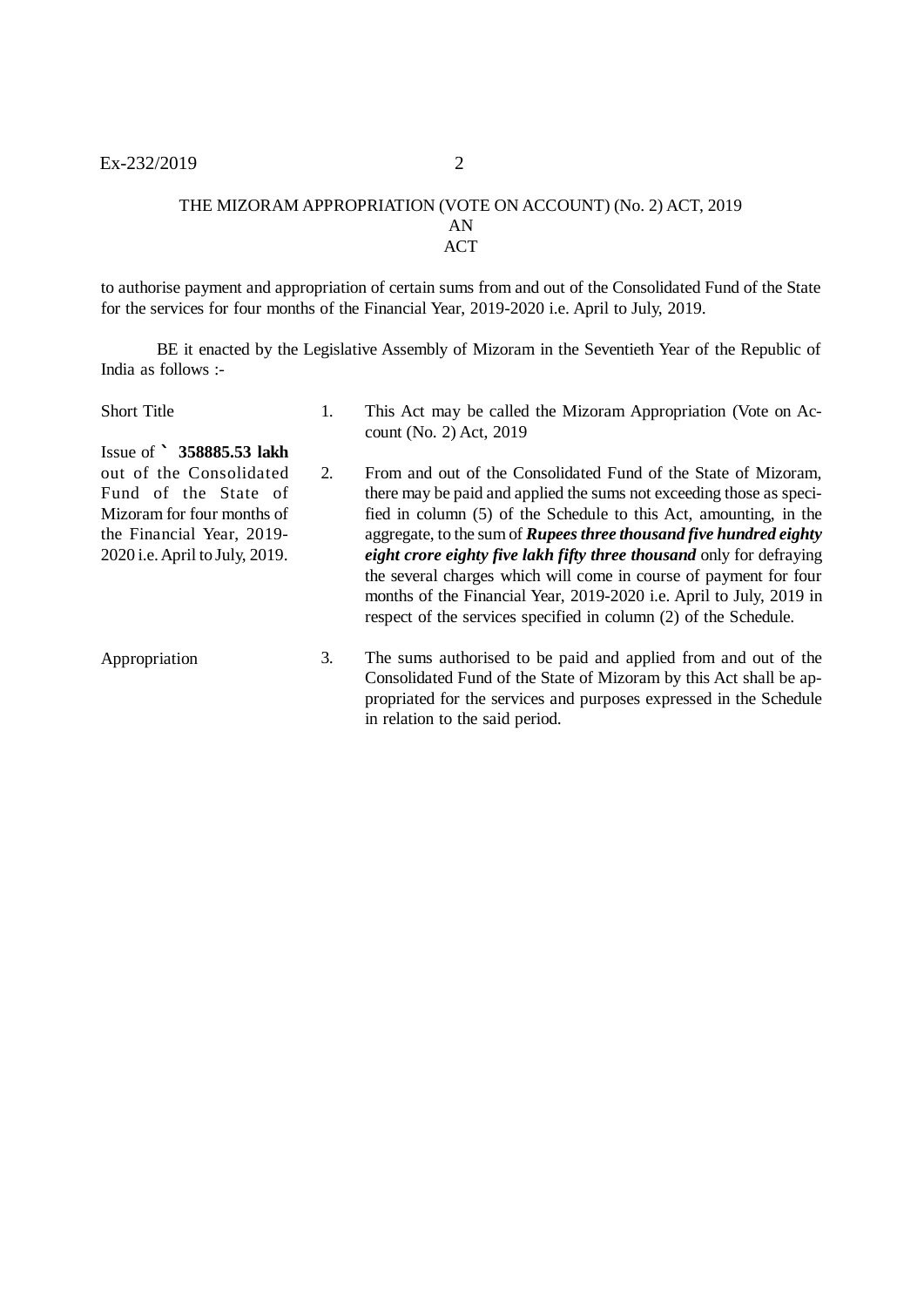# THE MIZORAM APPROPRIATION (VOTE ON ACCOUNT) (No. 2) ACT, 2019

## AN ACT

to authorise payment and appropriation of certain sums from and out of the Consolidated Fund of the State for the services for four months of the Financial Year, 2019-2020 i.e. April to July, 2019.

BE it enacted by the Legislative Assembly of Mizoram in the Seventieth Year of the Republic of India as follows :-

**Short Title**

1. This Act may be called the Mizoram Appropriation (Vote on Account (No. 2) Act, 2019

**Issue of ` 358885.53 lakh out of the Consolidated Fund of the State of Mizoram for four months of the Financial Year, 2019-2020 i.e. April to July, 2019.**

2. From and out of the Consolidated Fund of the State of Mizoram, there may be paid and applied the sums not exceeding those as specified in column (5) of the Schedule to this Act, amounting, in the aggregate, to the sum of ***Rupees three thousand five hundred eighty eight crore eighty five lakh fifty three thousand*** only for defraying the several charges which will come in course of payment for four months of the Financial Year, 2019-2020 i.e. April to July, 2019 in respect of the services specified in column (2) of the Schedule.

**Appropriation**

3. The sums authorised to be paid and applied from and out of the Consolidated Fund of the State of Mizoram by this Act shall be appropriated for the services and purposes expressed in the Schedule in relation to the said period.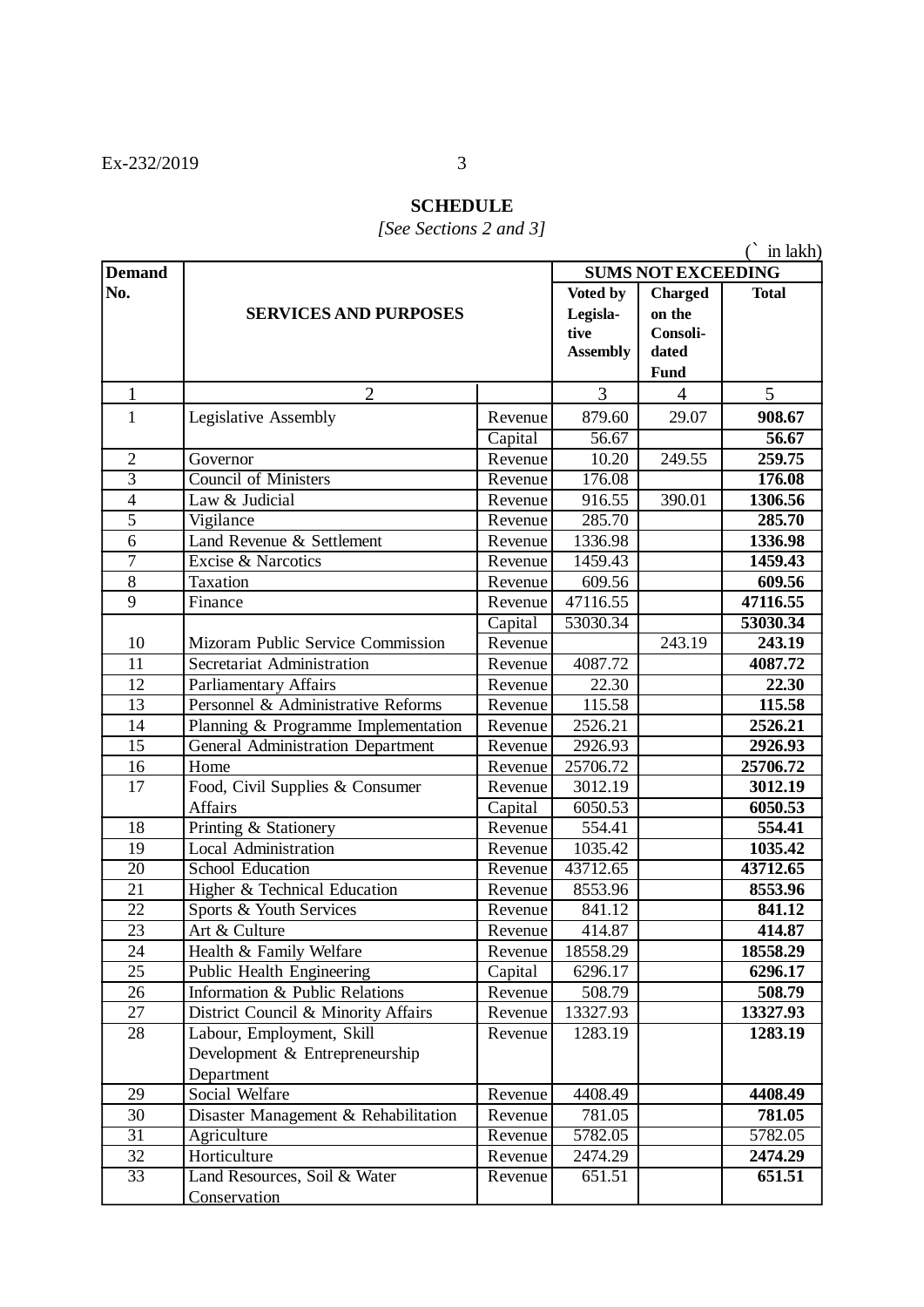**SCHEDULE**

*[See Sections 2 and 3]*

(` in lakh)

| Demand No. | SERVICES AND PURPOSES | | SUMS NOT EXCEEDING | | |
|---|---|---|---|---|---|
| | | | Voted by Legislative Assembly | Charged on the Consolidated Fund | Total |
| 1 | 2 | | 3 | 4 | 5 |
| 1 | Legislative Assembly | Revenue | 879.60 | 29.07 | **908.67** |
| | | Capital | 56.67 | | **56.67** |
| 2 | Governor | Revenue | 10.20 | 249.55 | **259.75** |
| 3 | Council of Ministers | Revenue | 176.08 | | **176.08** |
| 4 | Law & Judicial | Revenue | 916.55 | 390.01 | **1306.56** |
| 5 | Vigilance | Revenue | 285.70 | | **285.70** |
| 6 | Land Revenue & Settlement | Revenue | 1336.98 | | **1336.98** |
| 7 | Excise & Narcotics | Revenue | 1459.43 | | **1459.43** |
| 8 | Taxation | Revenue | 609.56 | | **609.56** |
| 9 | Finance | Revenue | 47116.55 | | **47116.55** |
| | | Capital | 53030.34 | | **53030.34** |
| 10 | Mizoram Public Service Commission | Revenue | | 243.19 | **243.19** |
| 11 | Secretariat Administration | Revenue | 4087.72 | | **4087.72** |
| 12 | Parliamentary Affairs | Revenue | 22.30 | | **22.30** |
| 13 | Personnel & Administrative Reforms | Revenue | 115.58 | | **115.58** |
| 14 | Planning & Programme Implementation | Revenue | 2526.21 | | **2526.21** |
| 15 | General Administration Department | Revenue | 2926.93 | | **2926.93** |
| 16 | Home | Revenue | 25706.72 | | **25706.72** |
| 17 | Food, Civil Supplies & Consumer Affairs | Revenue | 3012.19 | | **3012.19** |
| | | Capital | 6050.53 | | **6050.53** |
| 18 | Printing & Stationery | Revenue | 554.41 | | **554.41** |
| 19 | Local Administration | Revenue | 1035.42 | | **1035.42** |
| 20 | School Education | Revenue | 43712.65 | | **43712.65** |
| 21 | Higher & Technical Education | Revenue | 8553.96 | | **8553.96** |
| 22 | Sports & Youth Services | Revenue | 841.12 | | **841.12** |
| 23 | Art & Culture | Revenue | 414.87 | | **414.87** |
| 24 | Health & Family Welfare | Revenue | 18558.29 | | **18558.29** |
| 25 | Public Health Engineering | Capital | 6296.17 | | **6296.17** |
| 26 | Information & Public Relations | Revenue | 508.79 | | **508.79** |
| 27 | District Council & Minority Affairs | Revenue | 13327.93 | | **13327.93** |
| 28 | Labour, Employment, Skill Development & Entrepreneurship Department | Revenue | 1283.19 | | **1283.19** |
| 29 | Social Welfare | Revenue | 4408.49 | | **4408.49** |
| 30 | Disaster Management & Rehabilitation | Revenue | 781.05 | | **781.05** |
| 31 | Agriculture | Revenue | 5782.05 | | 5782.05 |
| 32 | Horticulture | Revenue | 2474.29 | | **2474.29** |
| 33 | Land Resources, Soil & Water Conservation | Revenue | 651.51 | | **651.51** |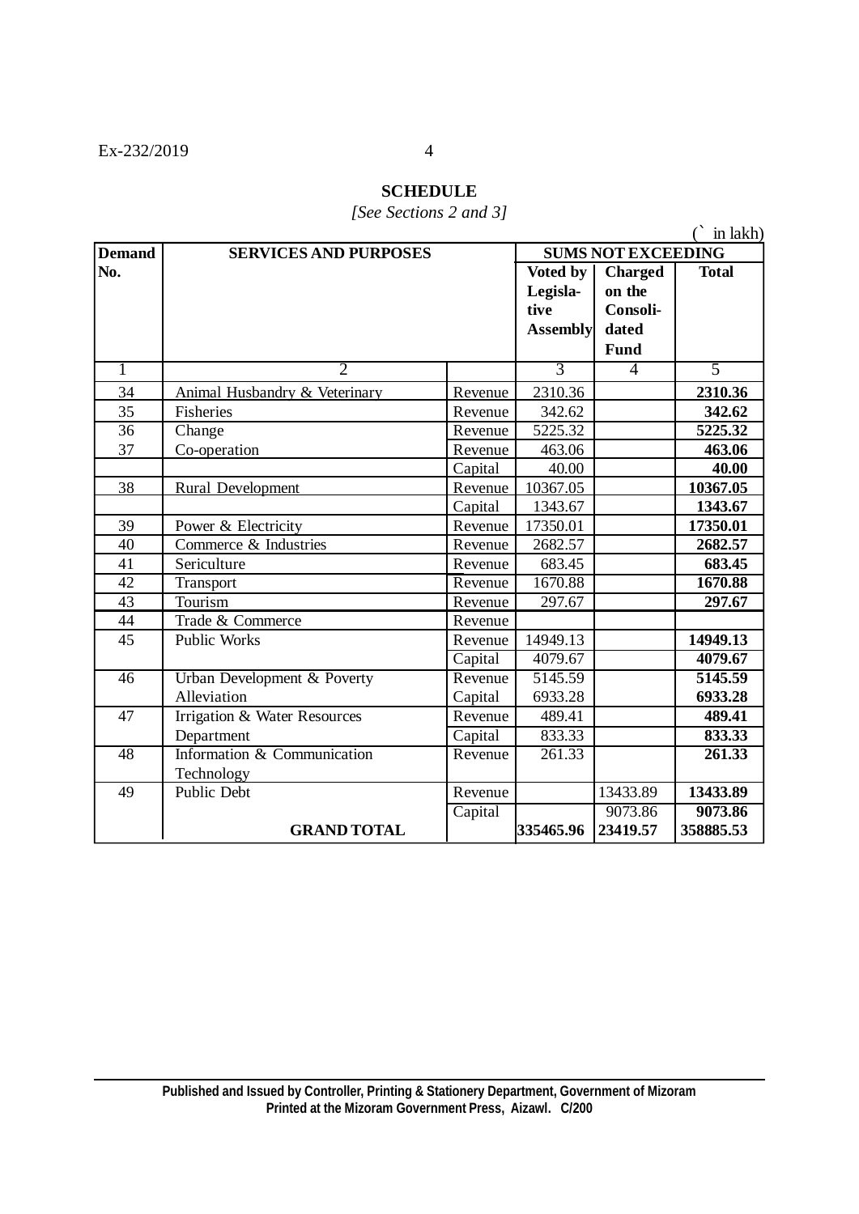## SCHEDULE

*[See Sections 2 and 3]*

(` in lakh)

| Demand No. | SERVICES AND PURPOSES | | SUMS NOT EXCEEDING | | |
|---|---|---|---|---|---|
| | | | Voted by Legisla-tive Assembly | Charged on the Consoli-dated Fund | Total |
| 1 | 2 | | 3 | 4 | 5 |
| 34 | Animal Husbandry & Veterinary | Revenue | 2310.36 | | **2310.36** |
| 35 | Fisheries | Revenue | 342.62 | | **342.62** |
| 36 | Change | Revenue | 5225.32 | | **5225.32** |
| 37 | Co-operation | Revenue | 463.06 | | **463.06** |
| | | Capital | 40.00 | | **40.00** |
| 38 | Rural Development | Revenue | 10367.05 | | **10367.05** |
| | | Capital | 1343.67 | | **1343.67** |
| 39 | Power & Electricity | Revenue | 17350.01 | | **17350.01** |
| 40 | Commerce & Industries | Revenue | 2682.57 | | **2682.57** |
| 41 | Sericulture | Revenue | 683.45 | | **683.45** |
| 42 | Transport | Revenue | 1670.88 | | **1670.88** |
| 43 | Tourism | Revenue | 297.67 | | **297.67** |
| 44 | Trade & Commerce | Revenue | | | |
| 45 | Public Works | Revenue | 14949.13 | | **14949.13** |
| | | Capital | 4079.67 | | **4079.67** |
| 46 | Urban Development & Poverty Alleviation | Revenue<br>Capital | 5145.59<br>6933.28 | | **5145.59**<br>**6933.28** |
| 47 | Irrigation & Water Resources Department | Revenue<br>Capital | 489.41<br>833.33 | | **489.41**<br>**833.33** |
| 48 | Information & Communication Technology | Revenue | 261.33 | | **261.33** |
| 49 | Public Debt | Revenue | | 13433.89 | **13433.89** |
| | | Capital | | 9073.86 | **9073.86** |
| | **GRAND TOTAL** | | **335465.96** | **23419.57** | **358885.53** |

**Published and Issued by Controller, Printing & Stationery Department, Government of Mizoram**
**Printed at the Mizoram Government Press, Aizawl. C/200**